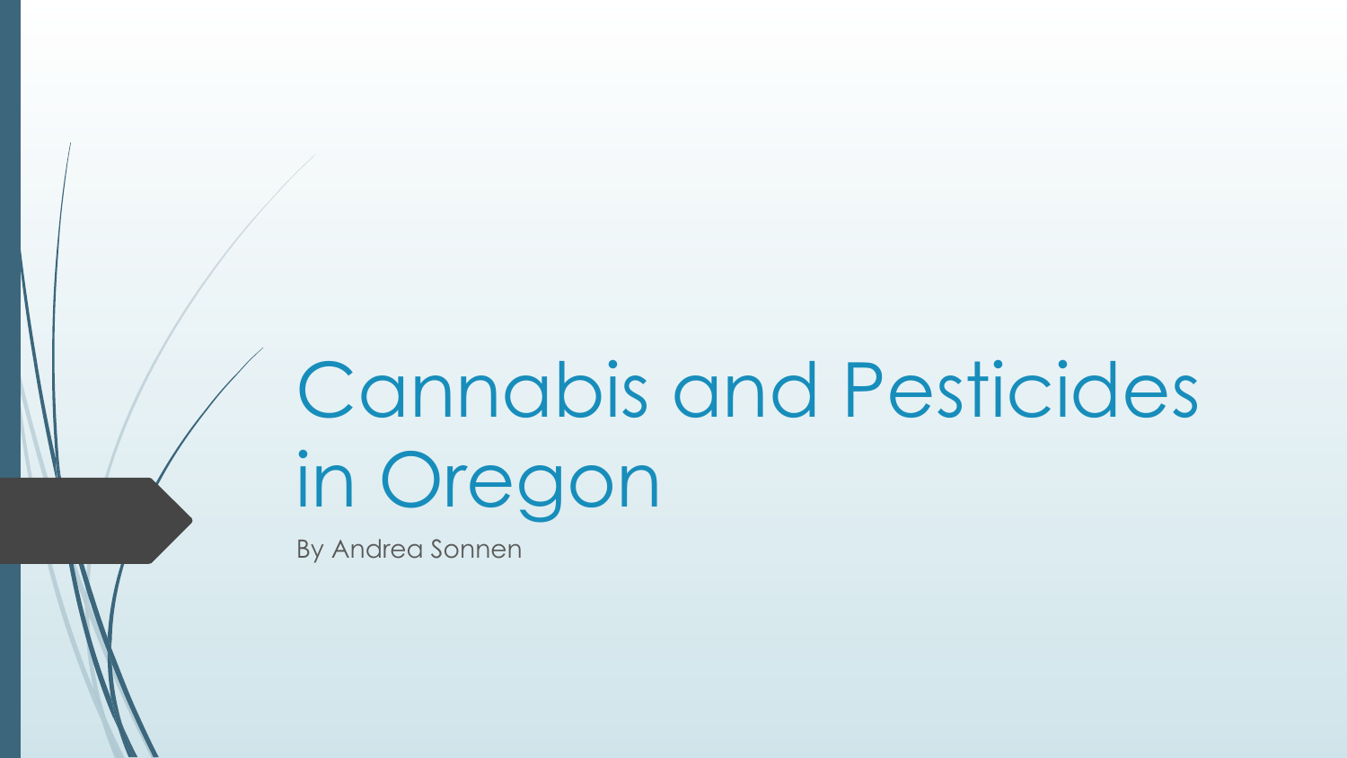# Cannabis and Pesticides in Oregon

By Andrea Sonnen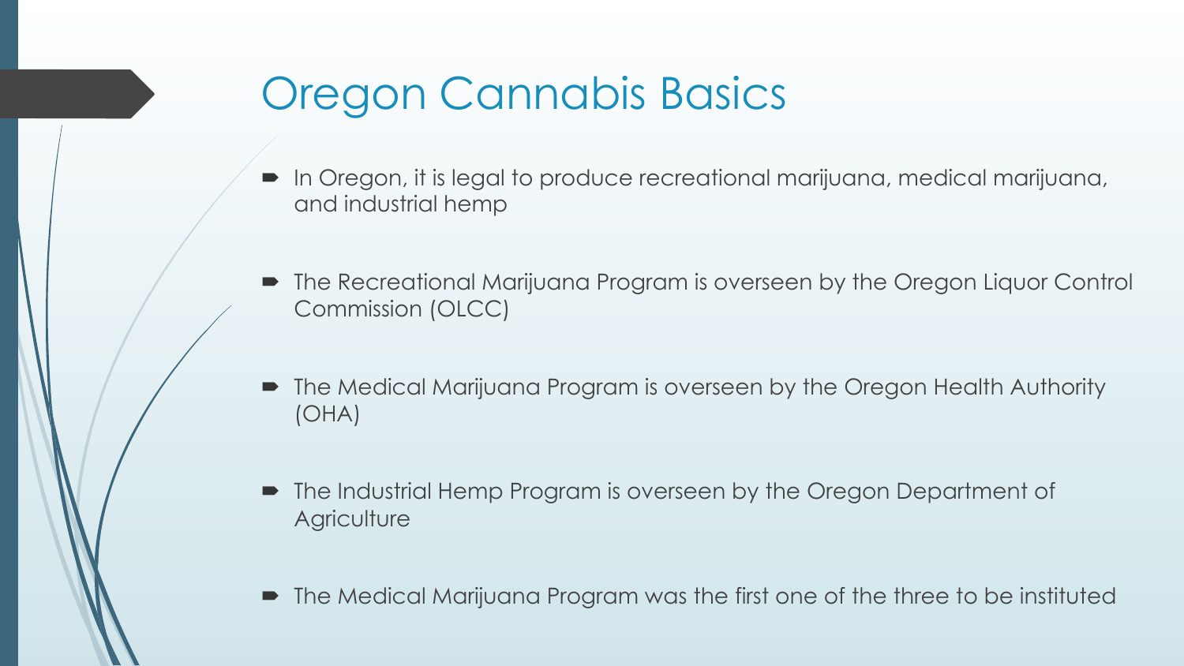# Oregon Cannabis Basics

- In Oregon, it is legal to produce recreational marijuana, medical marijuana, and industrial hemp
- The Recreational Marijuana Program is overseen by the Oregon Liquor Control Commission (OLCC)
- The Medical Marijuana Program is overseen by the Oregon Health Authority (OHA)
- The Industrial Hemp Program is overseen by the Oregon Department of Agriculture
- The Medical Marijuana Program was the first one of the three to be instituted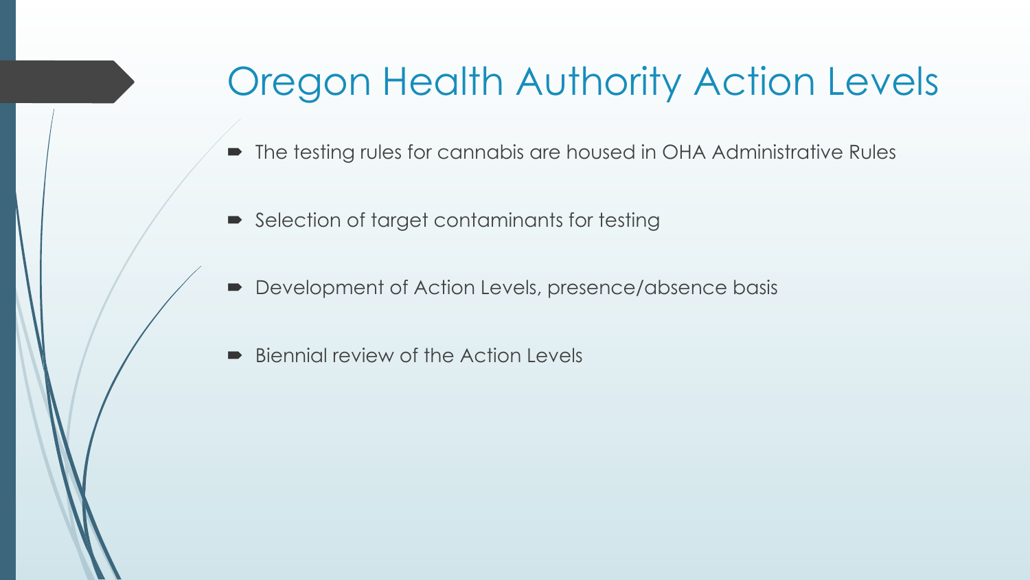# Oregon Health Authority Action Levels

- The testing rules for cannabis are housed in OHA Administrative Rules
- Selection of target contaminants for testing
- Development of Action Levels, presence/absence basis
- Biennial review of the Action Levels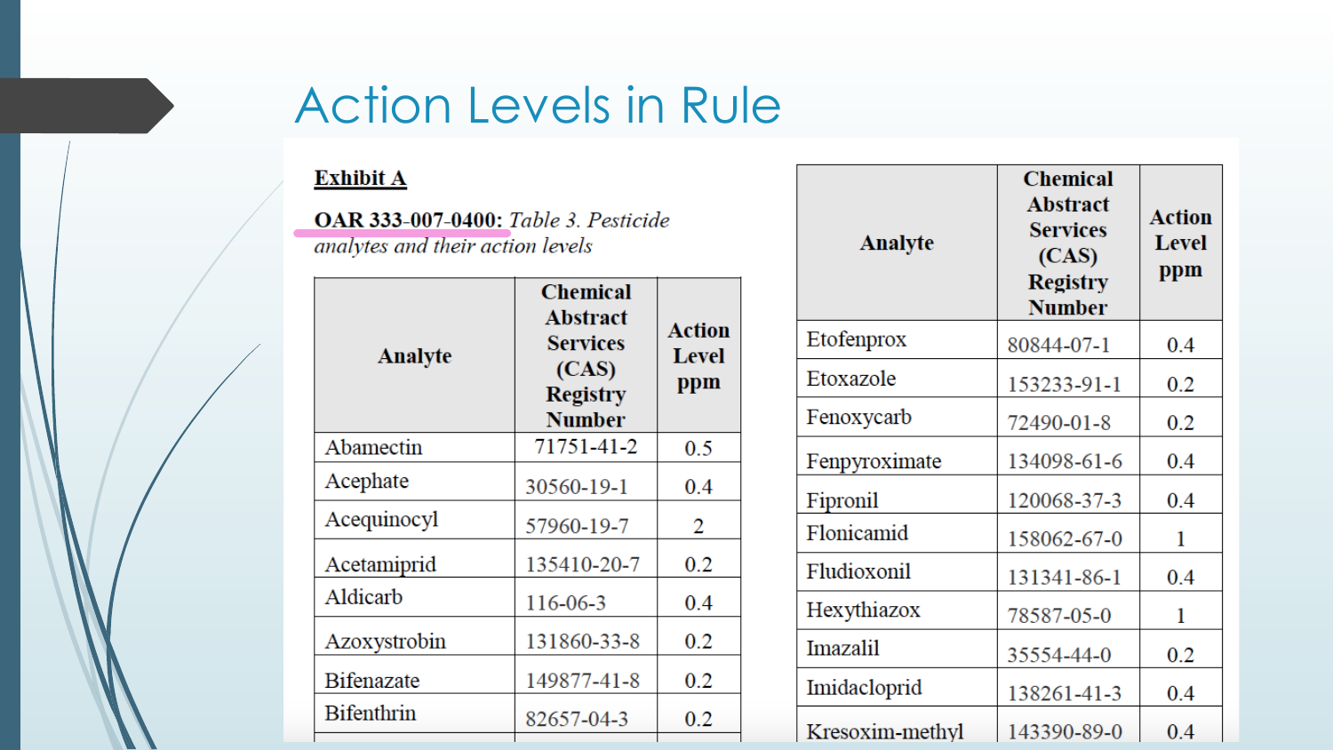# Action Levels in Rule

**Exhibit A**

**OAR 333-007-0400:** *Table 3. Pesticide analytes and their action levels*

| Analyte | Chemical Abstract Services (CAS) Registry Number | Action Level ppm |
|---|---|---|
| Abamectin | 71751-41-2 | 0.5 |
| Acephate | 30560-19-1 | 0.4 |
| Acequinocyl | 57960-19-7 | 2 |
| Acetamiprid | 135410-20-7 | 0.2 |
| Aldicarb | 116-06-3 | 0.4 |
| Azoxystrobin | 131860-33-8 | 0.2 |
| Bifenazate | 149877-41-8 | 0.2 |
| Bifenthrin | 82657-04-3 | 0.2 |

| Analyte | Chemical Abstract Services (CAS) Registry Number | Action Level ppm |
|---|---|---|
| Etofenprox | 80844-07-1 | 0.4 |
| Etoxazole | 153233-91-1 | 0.2 |
| Fenoxycarb | 72490-01-8 | 0.2 |
| Fenpyroximate | 134098-61-6 | 0.4 |
| Fipronil | 120068-37-3 | 0.4 |
| Flonicamid | 158062-67-0 | 1 |
| Fludioxonil | 131341-86-1 | 0.4 |
| Hexythiazox | 78587-05-0 | 1 |
| Imazalil | 35554-44-0 | 0.2 |
| Imidacloprid | 138261-41-3 | 0.4 |
| Kresoxim-methyl | 143390-89-0 | 0.4 |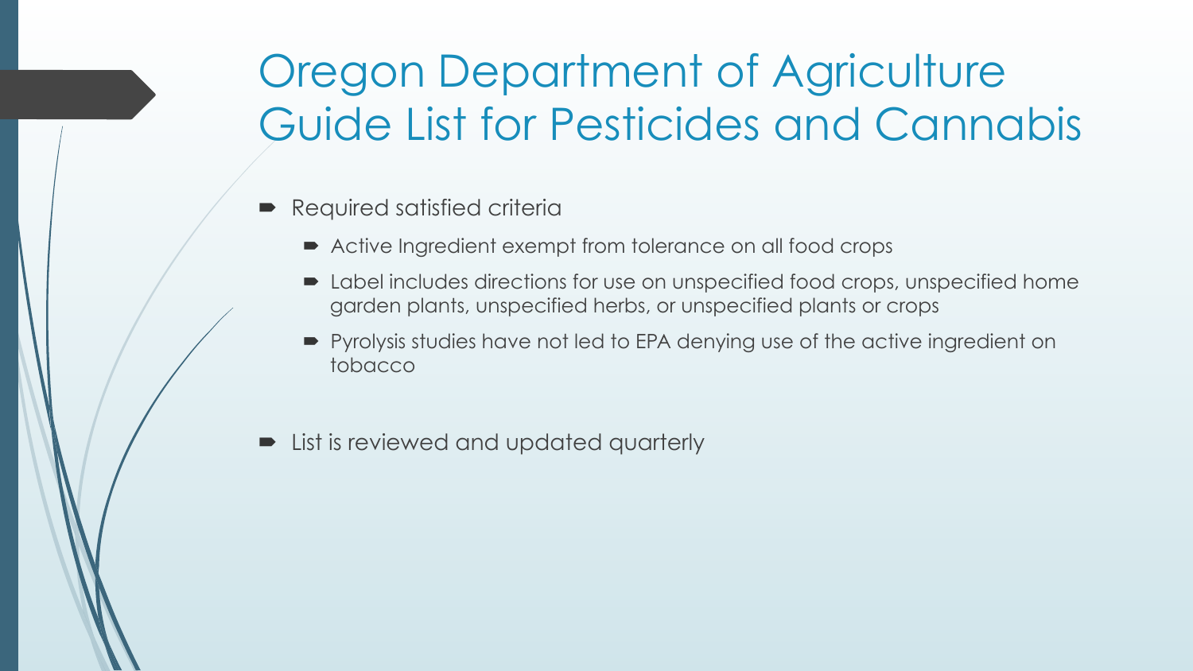# Oregon Department of Agriculture Guide List for Pesticides and Cannabis

- Required satisfied criteria
  - Active Ingredient exempt from tolerance on all food crops
  - Label includes directions for use on unspecified food crops, unspecified home garden plants, unspecified herbs, or unspecified plants or crops
  - Pyrolysis studies have not led to EPA denying use of the active ingredient on tobacco
- List is reviewed and updated quarterly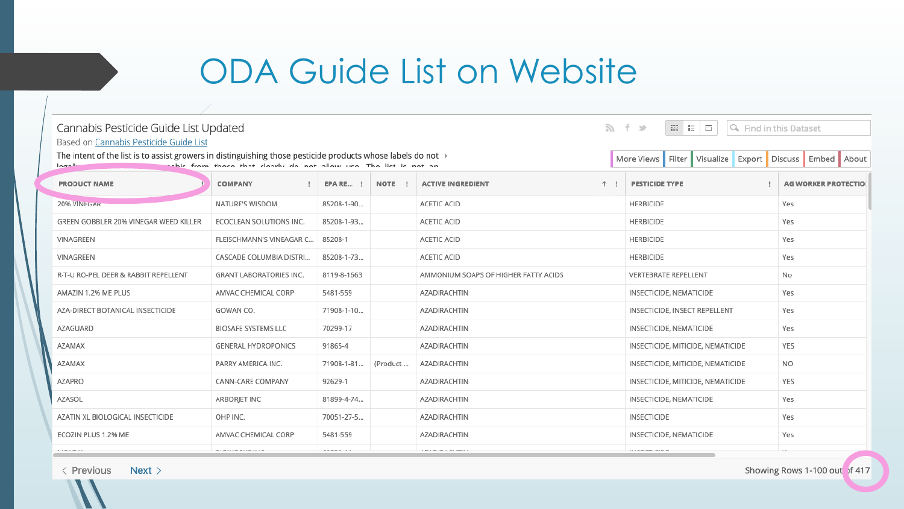# ODA Guide List on Website

## Cannabis Pesticide Guide List Updated

Based on Cannabis Pesticide Guide List

The intent of the list is to assist growers in distinguishing those pesticide products whose labels do not

More Views | Filter | Visualize | Export | Discuss | Embed | About

| PRODUCT NAME | COMPANY | EPA RE... | NOTE | ACTIVE INGREDIENT | PESTICIDE TYPE | AG WORKER PROTECTIO |
|---|---|---|---|---|---|---|
| 20% VINEGAR | NATURE'S WISDOM | 85208-1-90... | | ACETIC ACID | HERBICIDE | Yes |
| GREEN GOBBLER 20% VINEGAR WEED KILLER | ECOCLEAN SOLUTIONS INC. | 85208-1-93... | | ACETIC ACID | HERBICIDE | Yes |
| VINAGREEN | FLEISCHMANN'S VINEGAR C... | 85208-1 | | ACETIC ACID | HERBICIDE | Yes |
| VINAGREEN | CASCADE COLUMBIA DISTRI... | 85208-1-73... | | ACETIC ACID | HERBICIDE | Yes |
| R-T-U RO-PEL DEER & RABBIT REPELLENT | GRANT LABORATORIES INC. | 8119-8-1663 | | AMMONIUM SOAPS OF HIGHER FATTY ACIDS | VERTEBRATE REPELLENT | No |
| AMAZIN 1.2% ME PLUS | AMVAC CHEMICAL CORP | 5481-559 | | AZADIRACHTIN | INSECTICIDE, NEMATICIDE | Yes |
| AZA-DIRECT BOTANICAL INSECTICIDE | GOWAN CO. | 71908-1-10... | | AZADIRACHTIN | INSECTICIDE, INSECT REPELLENT | Yes |
| AZAGUARD | BIOSAFE SYSTEMS LLC | 70299-17 | | AZADIRACHTIN | INSECTICIDE, NEMATICIDE | Yes |
| AZAMAX | GENERAL HYDROPONICS | 91865-4 | | AZADIRACHTIN | INSECTICIDE, MITICIDE, NEMATICIDE | YES |
| AZAMAX | PARRY AMERICA INC. | 71908-1-81... | (Product ... | AZADIRACHTIN | INSECTICIDE, MITICIDE, NEMATICIDE | NO |
| AZAPRO | CANN-CARE COMPANY | 92629-1 | | AZADIRACHTIN | INSECTICIDE, MITICIDE, NEMATICIDE | YES |
| AZASOL | ARBORJET INC | 81899-4-74... | | AZADIRACHTIN | INSECTICIDE, NEMATICIDE | Yes |
| AZATIN XL BIOLOGICAL INSECTICIDE | OHP INC. | 70051-27-5... | | AZADIRACHTIN | INSECTICIDE | Yes |
| ECOZIN PLUS 1.2% ME | AMVAC CHEMICAL CORP | 5481-559 | | AZADIRACHTIN | INSECTICIDE, NEMATICIDE | Yes |

< Previous   Next >

Showing Rows 1-100 out of 417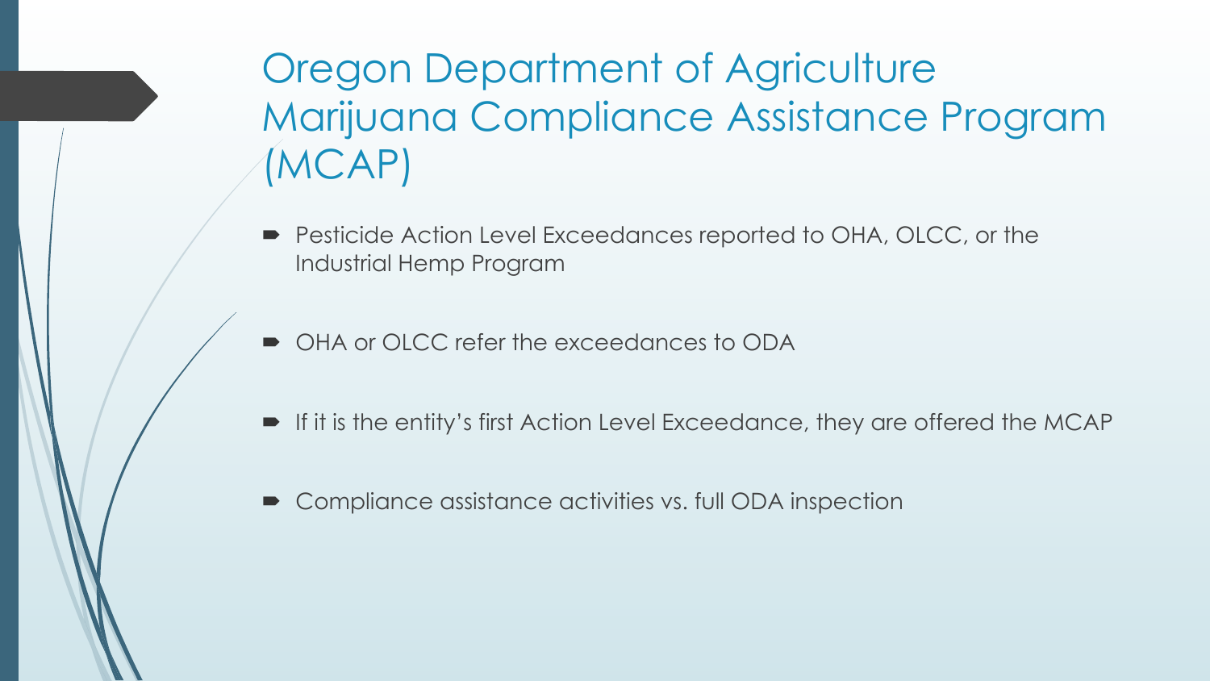# Oregon Department of Agriculture Marijuana Compliance Assistance Program (MCAP)

- Pesticide Action Level Exceedances reported to OHA, OLCC, or the Industrial Hemp Program
- OHA or OLCC refer the exceedances to ODA
- If it is the entity's first Action Level Exceedance, they are offered the MCAP
- Compliance assistance activities vs. full ODA inspection